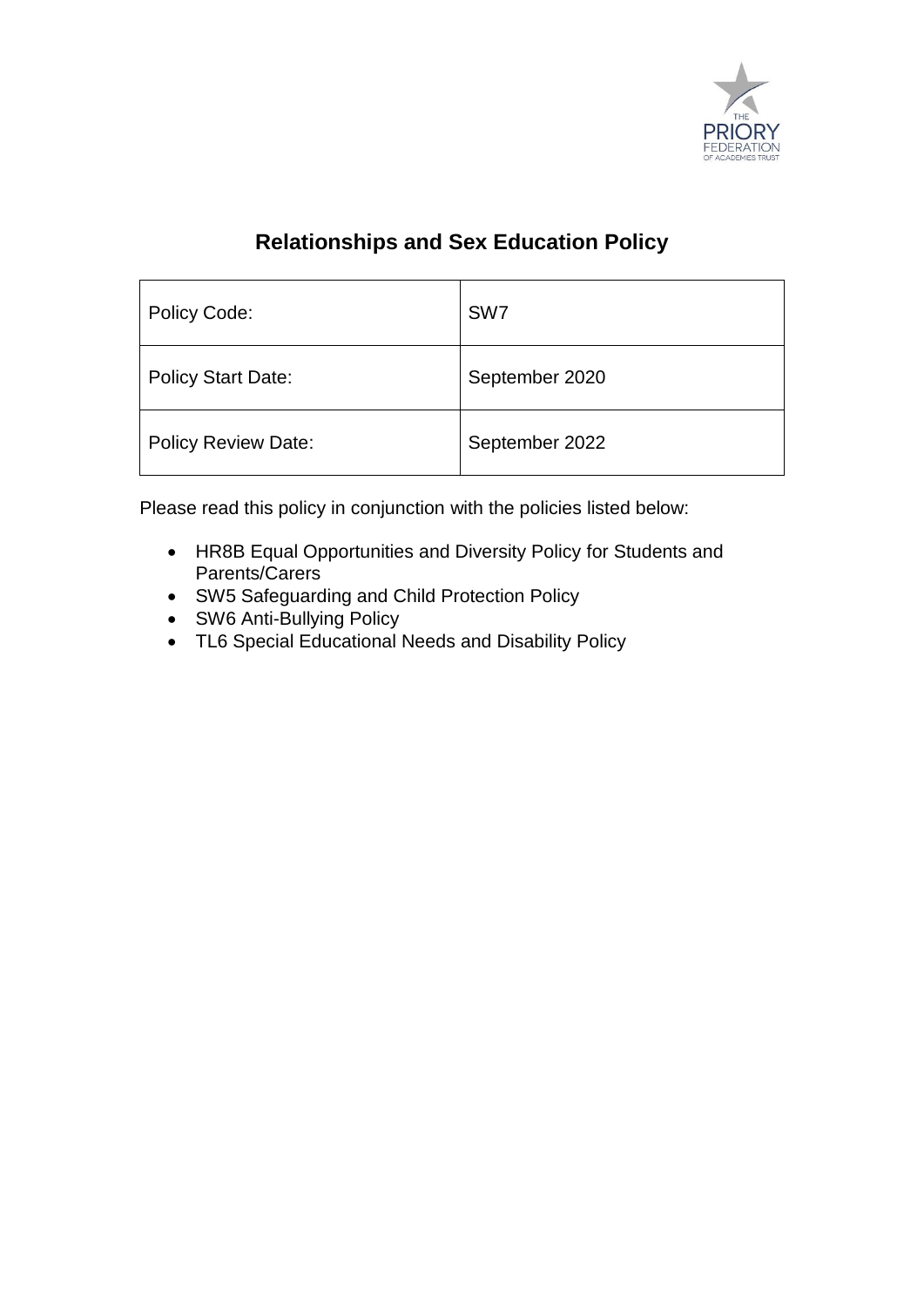# Relationships and Sex Education Policy

| Policy Code: | SW7 |
|---|---|
| Policy Start Date: | September 2020 |
| Policy Review Date: | September 2022 |

Please read this policy in conjunction with the policies listed below:

- HR8B Equal Opportunities and Diversity Policy for Students and Parents/Carers
- SW5 Safeguarding and Child Protection Policy
- SW6 Anti-Bullying Policy
- TL6 Special Educational Needs and Disability Policy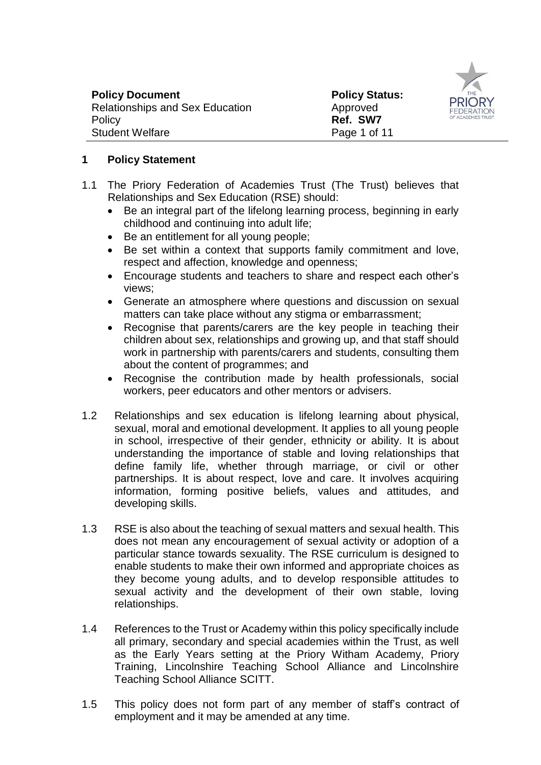## 1 Policy Statement

1.1 The Priory Federation of Academies Trust (The Trust) believes that Relationships and Sex Education (RSE) should:

- Be an integral part of the lifelong learning process, beginning in early childhood and continuing into adult life;
- Be an entitlement for all young people;
- Be set within a context that supports family commitment and love, respect and affection, knowledge and openness;
- Encourage students and teachers to share and respect each other's views;
- Generate an atmosphere where questions and discussion on sexual matters can take place without any stigma or embarrassment;
- Recognise that parents/carers are the key people in teaching their children about sex, relationships and growing up, and that staff should work in partnership with parents/carers and students, consulting them about the content of programmes; and
- Recognise the contribution made by health professionals, social workers, peer educators and other mentors or advisers.

1.2 Relationships and sex education is lifelong learning about physical, sexual, moral and emotional development. It applies to all young people in school, irrespective of their gender, ethnicity or ability. It is about understanding the importance of stable and loving relationships that define family life, whether through marriage, or civil or other partnerships. It is about respect, love and care. It involves acquiring information, forming positive beliefs, values and attitudes, and developing skills.

1.3 RSE is also about the teaching of sexual matters and sexual health. This does not mean any encouragement of sexual activity or adoption of a particular stance towards sexuality. The RSE curriculum is designed to enable students to make their own informed and appropriate choices as they become young adults, and to develop responsible attitudes to sexual activity and the development of their own stable, loving relationships.

1.4 References to the Trust or Academy within this policy specifically include all primary, secondary and special academies within the Trust, as well as the Early Years setting at the Priory Witham Academy, Priory Training, Lincolnshire Teaching School Alliance and Lincolnshire Teaching School Alliance SCITT.

1.5 This policy does not form part of any member of staff's contract of employment and it may be amended at any time.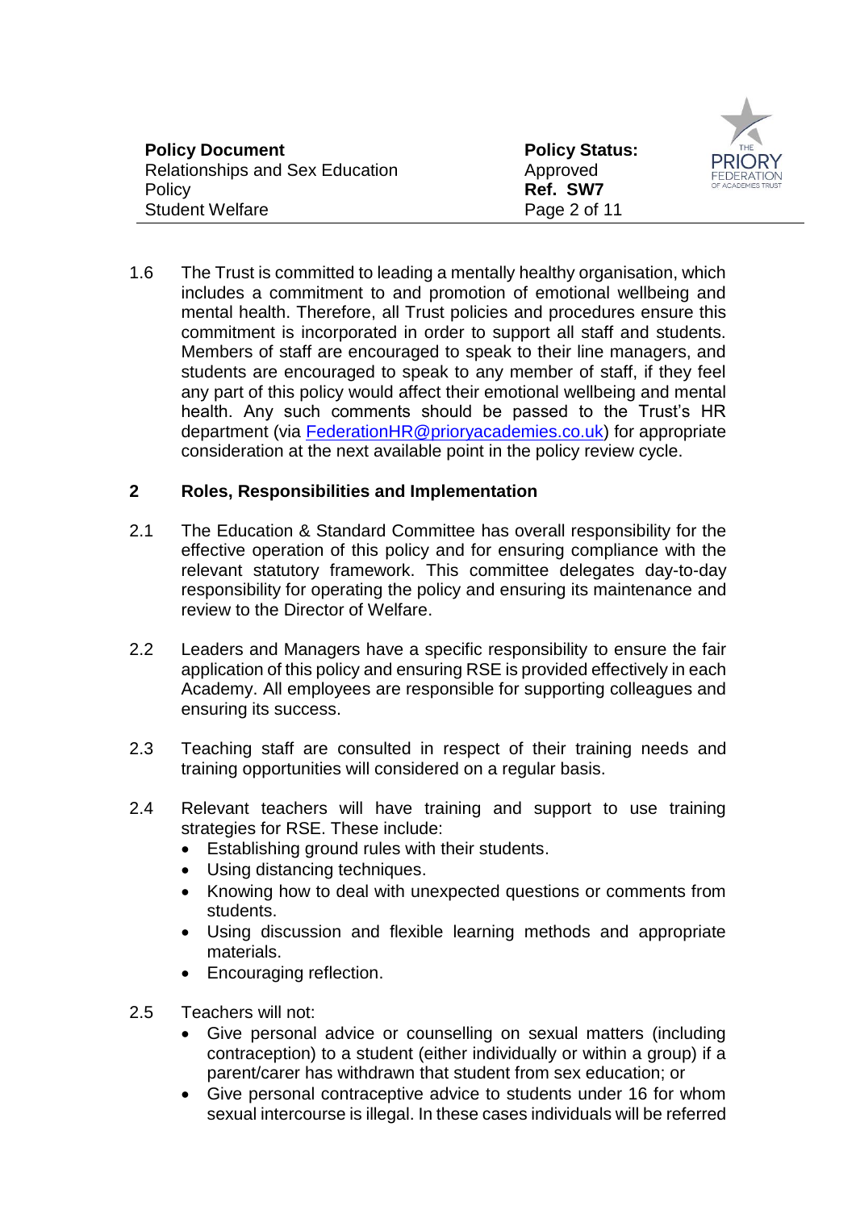1.6 The Trust is committed to leading a mentally healthy organisation, which includes a commitment to and promotion of emotional wellbeing and mental health. Therefore, all Trust policies and procedures ensure this commitment is incorporated in order to support all staff and students. Members of staff are encouraged to speak to their line managers, and students are encouraged to speak to any member of staff, if they feel any part of this policy would affect their emotional wellbeing and mental health. Any such comments should be passed to the Trust's HR department (via FederationHR@prioryacademies.co.uk) for appropriate consideration at the next available point in the policy review cycle.

## 2 Roles, Responsibilities and Implementation

2.1 The Education & Standard Committee has overall responsibility for the effective operation of this policy and for ensuring compliance with the relevant statutory framework. This committee delegates day-to-day responsibility for operating the policy and ensuring its maintenance and review to the Director of Welfare.

2.2 Leaders and Managers have a specific responsibility to ensure the fair application of this policy and ensuring RSE is provided effectively in each Academy. All employees are responsible for supporting colleagues and ensuring its success.

2.3 Teaching staff are consulted in respect of their training needs and training opportunities will considered on a regular basis.

2.4 Relevant teachers will have training and support to use training strategies for RSE. These include:

- Establishing ground rules with their students.
- Using distancing techniques.
- Knowing how to deal with unexpected questions or comments from students.
- Using discussion and flexible learning methods and appropriate materials.
- Encouraging reflection.

2.5 Teachers will not:

- Give personal advice or counselling on sexual matters (including contraception) to a student (either individually or within a group) if a parent/carer has withdrawn that student from sex education; or
- Give personal contraceptive advice to students under 16 for whom sexual intercourse is illegal. In these cases individuals will be referred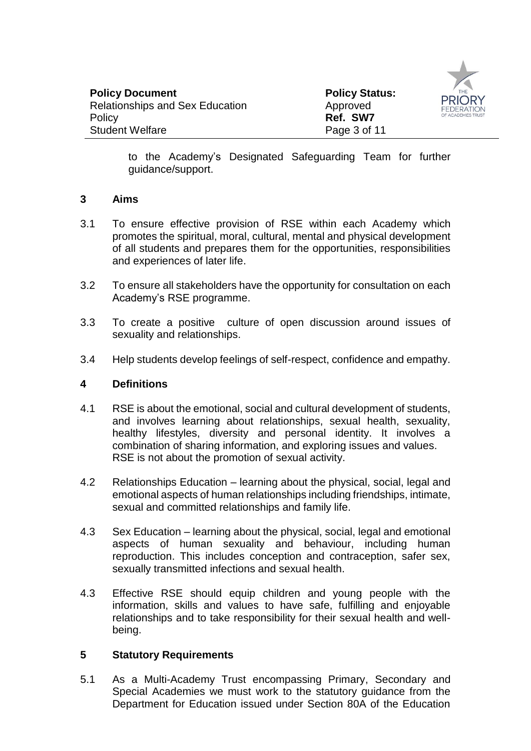to the Academy's Designated Safeguarding Team for further guidance/support.

## 3 Aims

3.1 To ensure effective provision of RSE within each Academy which promotes the spiritual, moral, cultural, mental and physical development of all students and prepares them for the opportunities, responsibilities and experiences of later life.

3.2 To ensure all stakeholders have the opportunity for consultation on each Academy's RSE programme.

3.3 To create a positive culture of open discussion around issues of sexuality and relationships.

3.4 Help students develop feelings of self-respect, confidence and empathy.

## 4 Definitions

4.1 RSE is about the emotional, social and cultural development of students, and involves learning about relationships, sexual health, sexuality, healthy lifestyles, diversity and personal identity. It involves a combination of sharing information, and exploring issues and values. RSE is not about the promotion of sexual activity.

4.2 Relationships Education – learning about the physical, social, legal and emotional aspects of human relationships including friendships, intimate, sexual and committed relationships and family life.

4.3 Sex Education – learning about the physical, social, legal and emotional aspects of human sexuality and behaviour, including human reproduction. This includes conception and contraception, safer sex, sexually transmitted infections and sexual health.

4.3 Effective RSE should equip children and young people with the information, skills and values to have safe, fulfilling and enjoyable relationships and to take responsibility for their sexual health and well-being.

## 5 Statutory Requirements

5.1 As a Multi-Academy Trust encompassing Primary, Secondary and Special Academies we must work to the statutory guidance from the Department for Education issued under Section 80A of the Education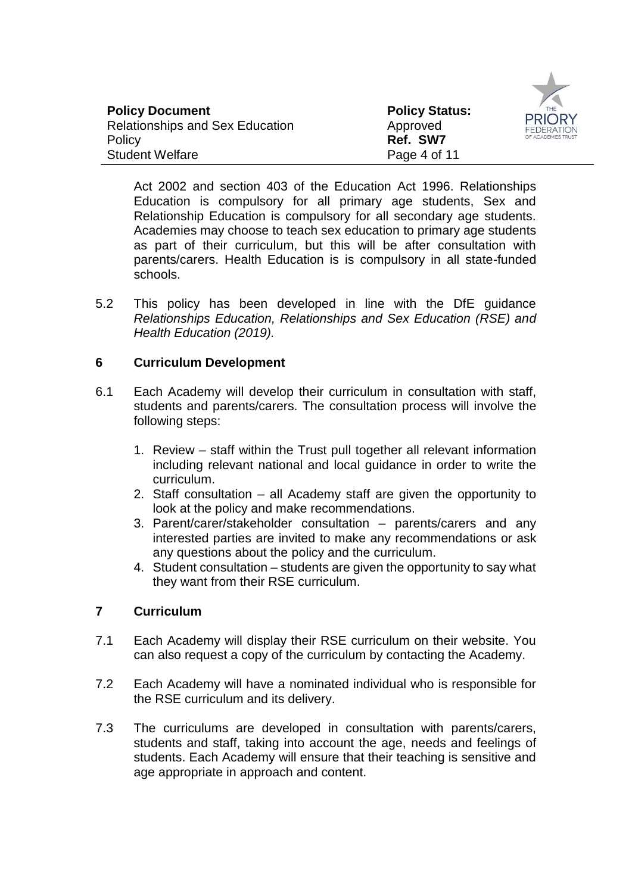Act 2002 and section 403 of the Education Act 1996. Relationships Education is compulsory for all primary age students, Sex and Relationship Education is compulsory for all secondary age students. Academies may choose to teach sex education to primary age students as part of their curriculum, but this will be after consultation with parents/carers. Health Education is is compulsory in all state-funded schools.

5.2 This policy has been developed in line with the DfE guidance *Relationships Education, Relationships and Sex Education (RSE) and Health Education (2019).*

## 6 Curriculum Development

6.1 Each Academy will develop their curriculum in consultation with staff, students and parents/carers. The consultation process will involve the following steps:

1. Review – staff within the Trust pull together all relevant information including relevant national and local guidance in order to write the curriculum.
2. Staff consultation – all Academy staff are given the opportunity to look at the policy and make recommendations.
3. Parent/carer/stakeholder consultation – parents/carers and any interested parties are invited to make any recommendations or ask any questions about the policy and the curriculum.
4. Student consultation – students are given the opportunity to say what they want from their RSE curriculum.

## 7 Curriculum

7.1 Each Academy will display their RSE curriculum on their website. You can also request a copy of the curriculum by contacting the Academy.

7.2 Each Academy will have a nominated individual who is responsible for the RSE curriculum and its delivery.

7.3 The curriculums are developed in consultation with parents/carers, students and staff, taking into account the age, needs and feelings of students. Each Academy will ensure that their teaching is sensitive and age appropriate in approach and content.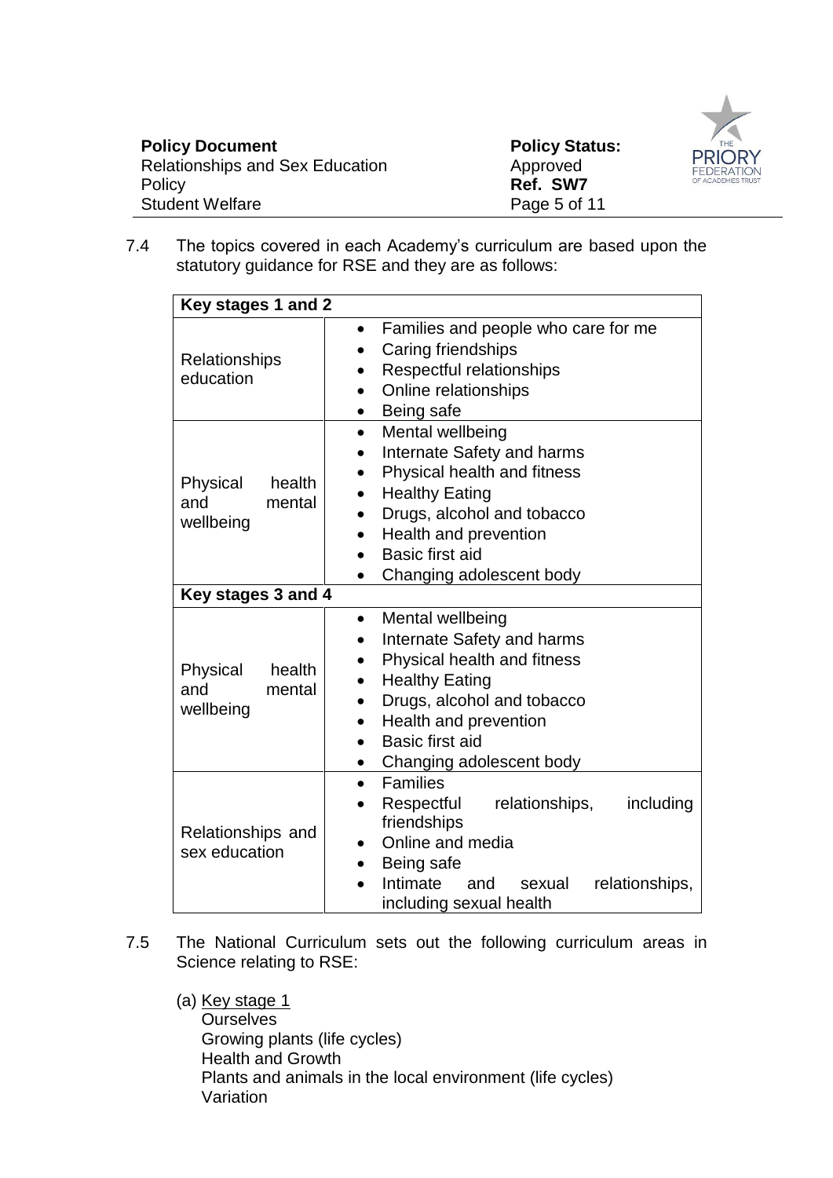7.4 The topics covered in each Academy's curriculum are based upon the statutory guidance for RSE and they are as follows:

| Key stages 1 and 2 | |
|---|---|
| Relationships education | • Families and people who care for me<br>• Caring friendships<br>• Respectful relationships<br>• Online relationships<br>• Being safe |
| Physical health and mental wellbeing | • Mental wellbeing<br>• Internate Safety and harms<br>• Physical health and fitness<br>• Healthy Eating<br>• Drugs, alcohol and tobacco<br>• Health and prevention<br>• Basic first aid<br>• Changing adolescent body |
| **Key stages 3 and 4** | |
| Physical health and mental wellbeing | • Mental wellbeing<br>• Internate Safety and harms<br>• Physical health and fitness<br>• Healthy Eating<br>• Drugs, alcohol and tobacco<br>• Health and prevention<br>• Basic first aid<br>• Changing adolescent body |
| Relationships and sex education | • Families<br>• Respectful relationships, including friendships<br>• Online and media<br>• Being safe<br>• Intimate and sexual relationships, including sexual health |

7.5 The National Curriculum sets out the following curriculum areas in Science relating to RSE:

(a) Key stage 1

Ourselves
Growing plants (life cycles)
Health and Growth
Plants and animals in the local environment (life cycles)
Variation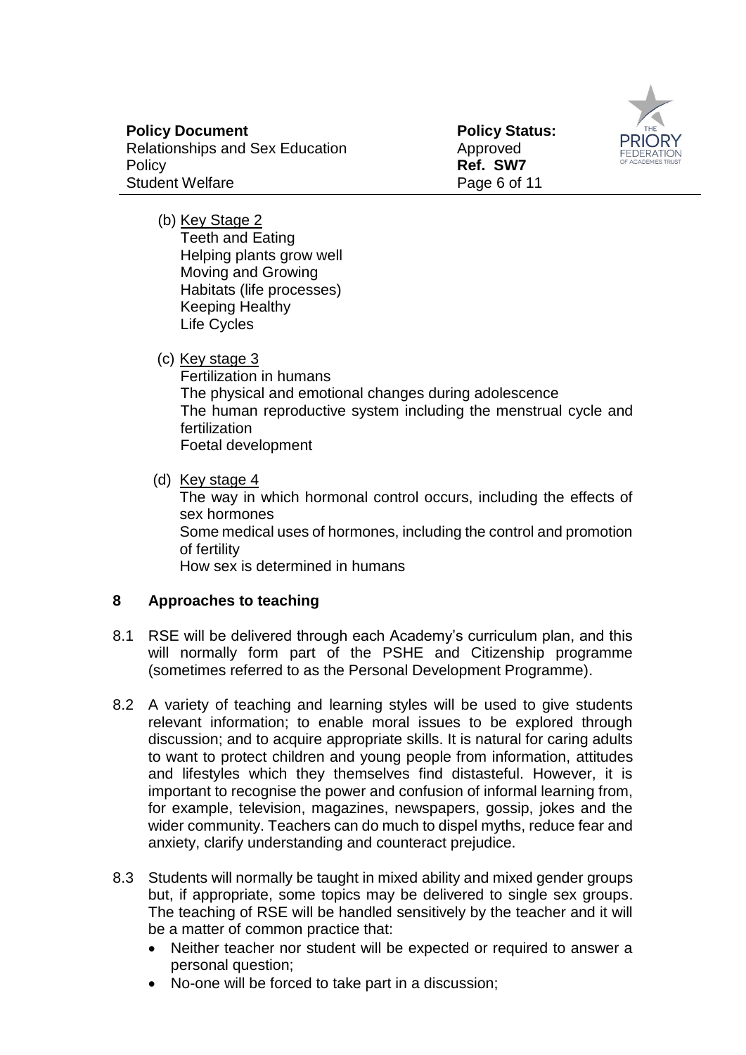(b) Key Stage 2
Teeth and Eating
Helping plants grow well
Moving and Growing
Habitats (life processes)
Keeping Healthy
Life Cycles

(c) Key stage 3
Fertilization in humans
The physical and emotional changes during adolescence
The human reproductive system including the menstrual cycle and fertilization
Foetal development

(d) Key stage 4
The way in which hormonal control occurs, including the effects of sex hormones
Some medical uses of hormones, including the control and promotion of fertility
How sex is determined in humans

## 8 Approaches to teaching

8.1 RSE will be delivered through each Academy's curriculum plan, and this will normally form part of the PSHE and Citizenship programme (sometimes referred to as the Personal Development Programme).

8.2 A variety of teaching and learning styles will be used to give students relevant information; to enable moral issues to be explored through discussion; and to acquire appropriate skills. It is natural for caring adults to want to protect children and young people from information, attitudes and lifestyles which they themselves find distasteful. However, it is important to recognise the power and confusion of informal learning from, for example, television, magazines, newspapers, gossip, jokes and the wider community. Teachers can do much to dispel myths, reduce fear and anxiety, clarify understanding and counteract prejudice.

8.3 Students will normally be taught in mixed ability and mixed gender groups but, if appropriate, some topics may be delivered to single sex groups. The teaching of RSE will be handled sensitively by the teacher and it will be a matter of common practice that:

- Neither teacher nor student will be expected or required to answer a personal question;
- No-one will be forced to take part in a discussion;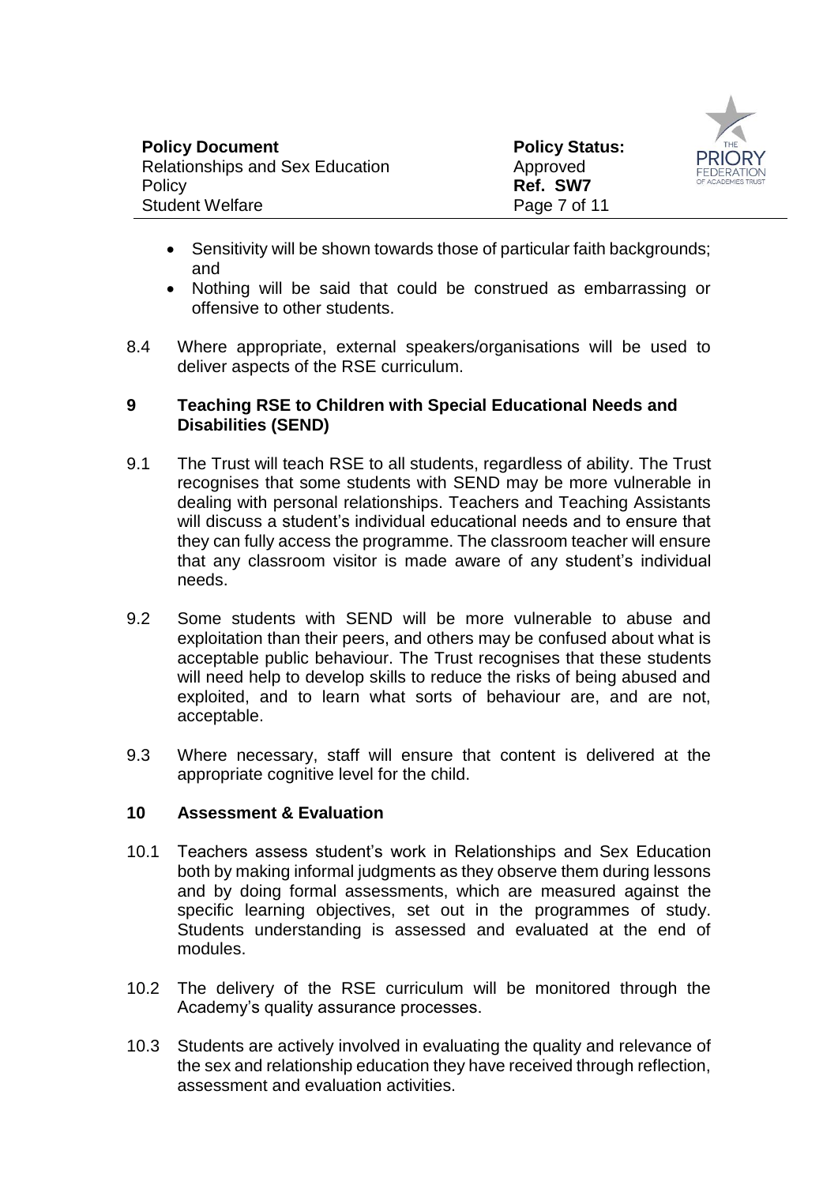- Sensitivity will be shown towards those of particular faith backgrounds; and
- Nothing will be said that could be construed as embarrassing or offensive to other students.

8.4 Where appropriate, external speakers/organisations will be used to deliver aspects of the RSE curriculum.

## 9 Teaching RSE to Children with Special Educational Needs and Disabilities (SEND)

9.1 The Trust will teach RSE to all students, regardless of ability. The Trust recognises that some students with SEND may be more vulnerable in dealing with personal relationships. Teachers and Teaching Assistants will discuss a student's individual educational needs and to ensure that they can fully access the programme. The classroom teacher will ensure that any classroom visitor is made aware of any student's individual needs.

9.2 Some students with SEND will be more vulnerable to abuse and exploitation than their peers, and others may be confused about what is acceptable public behaviour. The Trust recognises that these students will need help to develop skills to reduce the risks of being abused and exploited, and to learn what sorts of behaviour are, and are not, acceptable.

9.3 Where necessary, staff will ensure that content is delivered at the appropriate cognitive level for the child.

## 10 Assessment & Evaluation

10.1 Teachers assess student's work in Relationships and Sex Education both by making informal judgments as they observe them during lessons and by doing formal assessments, which are measured against the specific learning objectives, set out in the programmes of study. Students understanding is assessed and evaluated at the end of modules.

10.2 The delivery of the RSE curriculum will be monitored through the Academy's quality assurance processes.

10.3 Students are actively involved in evaluating the quality and relevance of the sex and relationship education they have received through reflection, assessment and evaluation activities.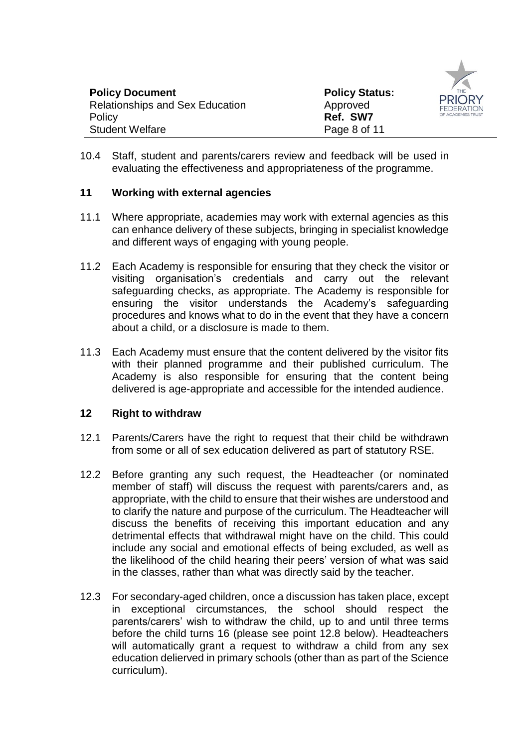10.4 Staff, student and parents/carers review and feedback will be used in evaluating the effectiveness and appropriateness of the programme.

## 11 Working with external agencies

11.1 Where appropriate, academies may work with external agencies as this can enhance delivery of these subjects, bringing in specialist knowledge and different ways of engaging with young people.

11.2 Each Academy is responsible for ensuring that they check the visitor or visiting organisation's credentials and carry out the relevant safeguarding checks, as appropriate. The Academy is responsible for ensuring the visitor understands the Academy's safeguarding procedures and knows what to do in the event that they have a concern about a child, or a disclosure is made to them.

11.3 Each Academy must ensure that the content delivered by the visitor fits with their planned programme and their published curriculum. The Academy is also responsible for ensuring that the content being delivered is age-appropriate and accessible for the intended audience.

## 12 Right to withdraw

12.1 Parents/Carers have the right to request that their child be withdrawn from some or all of sex education delivered as part of statutory RSE.

12.2 Before granting any such request, the Headteacher (or nominated member of staff) will discuss the request with parents/carers and, as appropriate, with the child to ensure that their wishes are understood and to clarify the nature and purpose of the curriculum. The Headteacher will discuss the benefits of receiving this important education and any detrimental effects that withdrawal might have on the child. This could include any social and emotional effects of being excluded, as well as the likelihood of the child hearing their peers' version of what was said in the classes, rather than what was directly said by the teacher.

12.3 For secondary-aged children, once a discussion has taken place, except in exceptional circumstances, the school should respect the parents/carers' wish to withdraw the child, up to and until three terms before the child turns 16 (please see point 12.8 below). Headteachers will automatically grant a request to withdraw a child from any sex education delierved in primary schools (other than as part of the Science curriculum).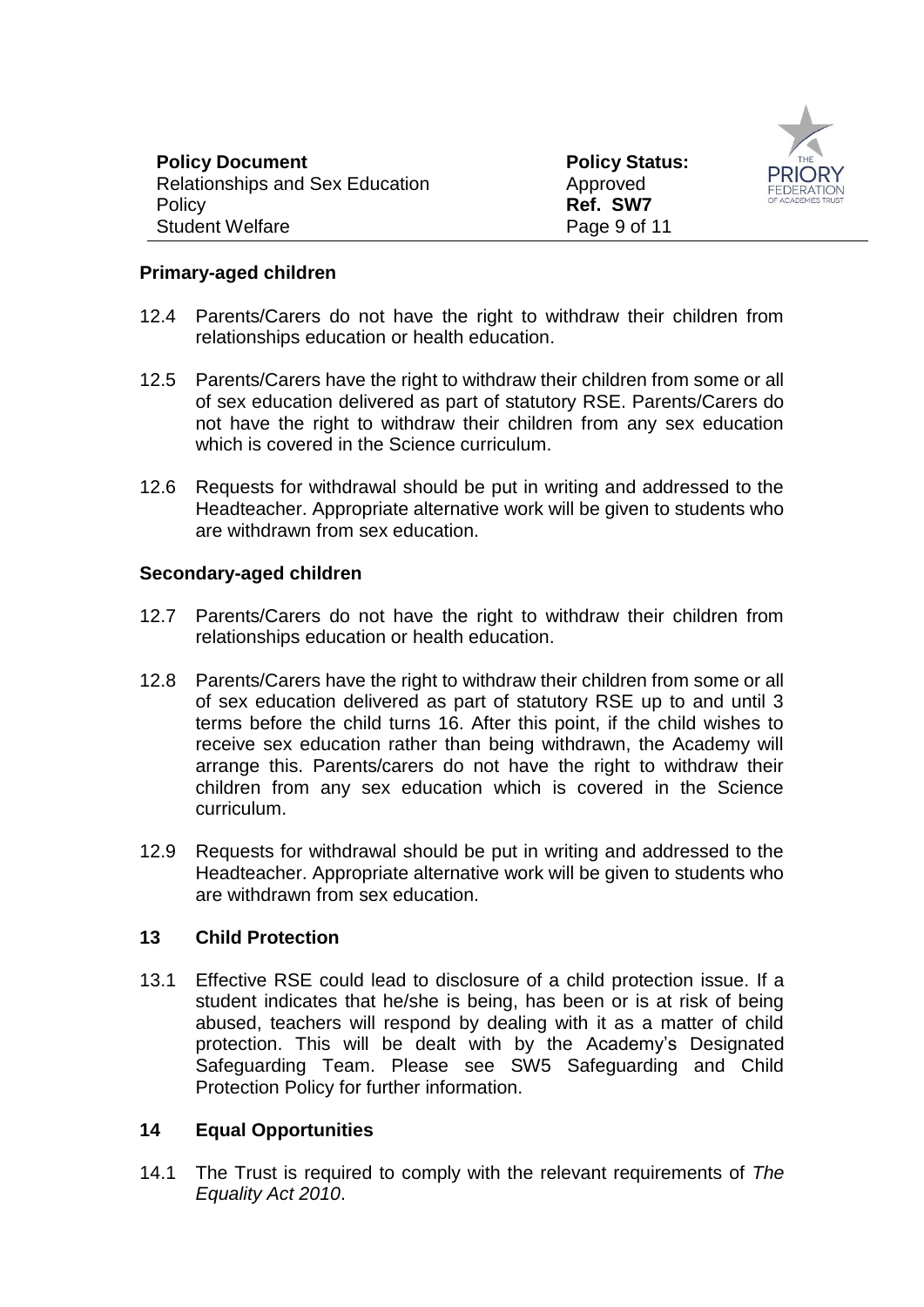### Primary-aged children

12.4 Parents/Carers do not have the right to withdraw their children from relationships education or health education.

12.5 Parents/Carers have the right to withdraw their children from some or all of sex education delivered as part of statutory RSE. Parents/Carers do not have the right to withdraw their children from any sex education which is covered in the Science curriculum.

12.6 Requests for withdrawal should be put in writing and addressed to the Headteacher. Appropriate alternative work will be given to students who are withdrawn from sex education.

### Secondary-aged children

12.7 Parents/Carers do not have the right to withdraw their children from relationships education or health education.

12.8 Parents/Carers have the right to withdraw their children from some or all of sex education delivered as part of statutory RSE up to and until 3 terms before the child turns 16. After this point, if the child wishes to receive sex education rather than being withdrawn, the Academy will arrange this. Parents/carers do not have the right to withdraw their children from any sex education which is covered in the Science curriculum.

12.9 Requests for withdrawal should be put in writing and addressed to the Headteacher. Appropriate alternative work will be given to students who are withdrawn from sex education.

## 13 Child Protection

13.1 Effective RSE could lead to disclosure of a child protection issue. If a student indicates that he/she is being, has been or is at risk of being abused, teachers will respond by dealing with it as a matter of child protection. This will be dealt with by the Academy's Designated Safeguarding Team. Please see SW5 Safeguarding and Child Protection Policy for further information.

## 14 Equal Opportunities

14.1 The Trust is required to comply with the relevant requirements of *The Equality Act 2010*.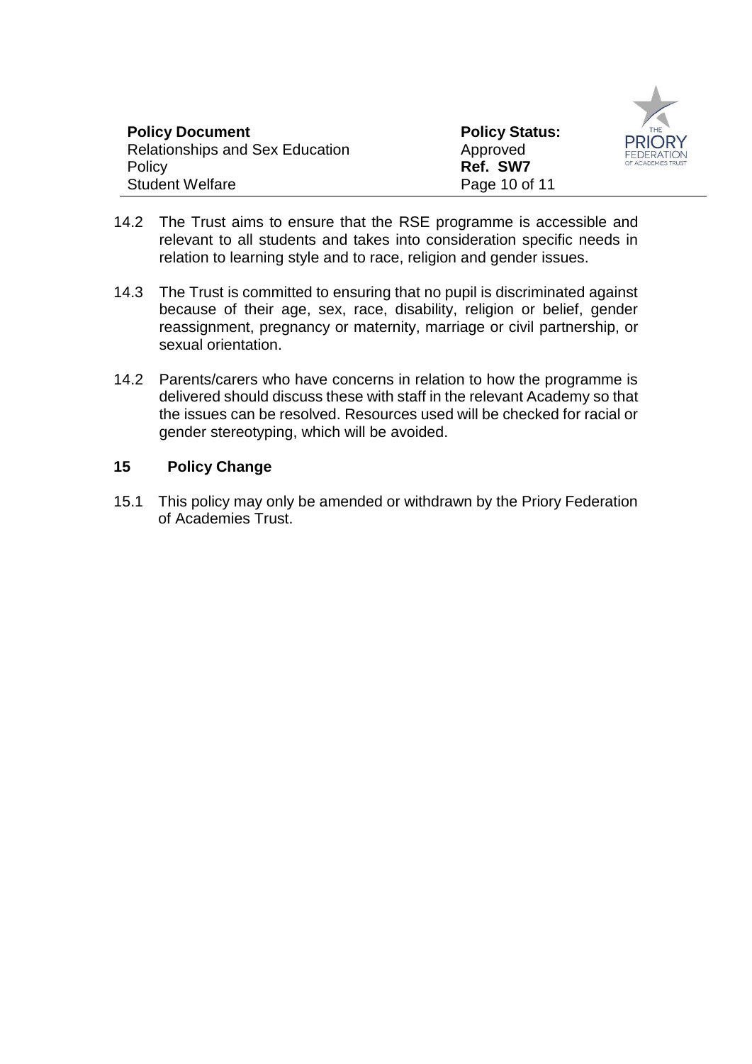14.2 The Trust aims to ensure that the RSE programme is accessible and relevant to all students and takes into consideration specific needs in relation to learning style and to race, religion and gender issues.

14.3 The Trust is committed to ensuring that no pupil is discriminated against because of their age, sex, race, disability, religion or belief, gender reassignment, pregnancy or maternity, marriage or civil partnership, or sexual orientation.

14.2 Parents/carers who have concerns in relation to how the programme is delivered should discuss these with staff in the relevant Academy so that the issues can be resolved. Resources used will be checked for racial or gender stereotyping, which will be avoided.

## 15 Policy Change

15.1 This policy may only be amended or withdrawn by the Priory Federation of Academies Trust.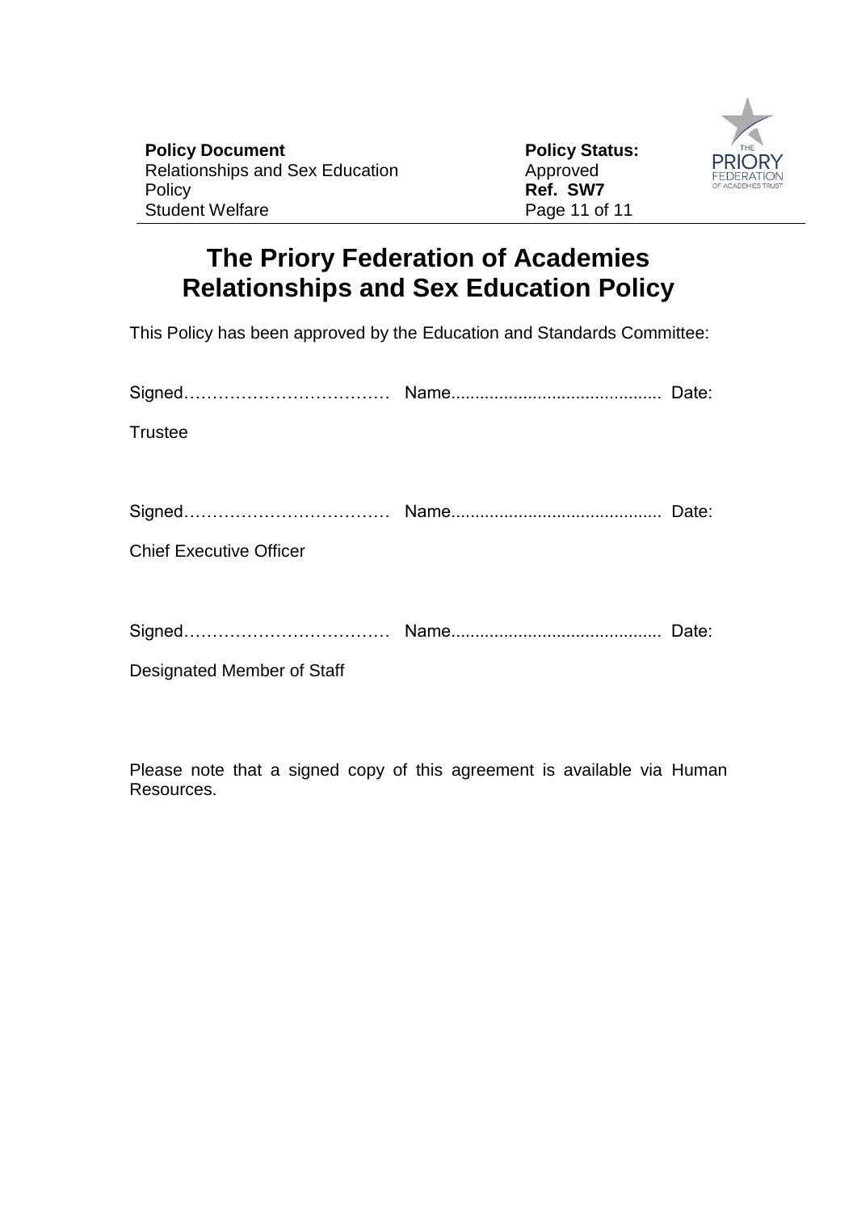# The Priory Federation of Academies Relationships and Sex Education Policy

This Policy has been approved by the Education and Standards Committee:

Signed……………………………… Name........................................... Date:

Trustee

Signed……………………………… Name........................................... Date:

Chief Executive Officer

Signed……………………………… Name........................................... Date:

Designated Member of Staff

Please note that a signed copy of this agreement is available via Human Resources.